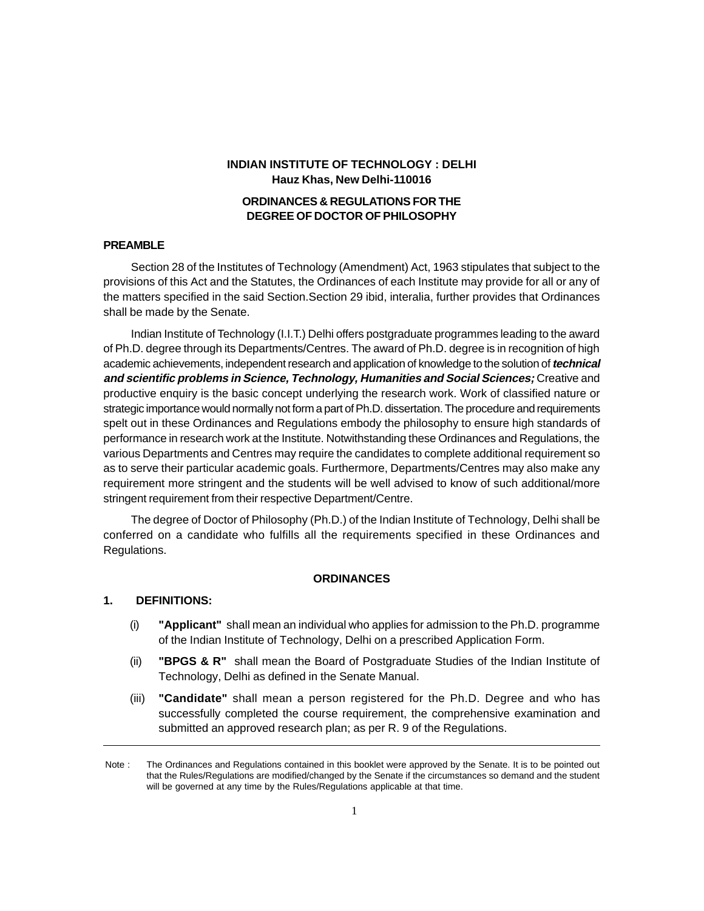# INDIAN INSTITUTE OF TECHNOLOGY : DELHI

**Hauz Khas, New Delhi-110016**

## ORDINANCES & REGULATIONS FOR THE DEGREE OF DOCTOR OF PHILOSOPHY

### PREAMBLE

Section 28 of the Institutes of Technology (Amendment) Act, 1963 stipulates that subject to the provisions of this Act and the Statutes, the Ordinances of each Institute may provide for all or any of the matters specified in the said Section.Section 29 ibid, interalia, further provides that Ordinances shall be made by the Senate.

Indian Institute of Technology (I.I.T.) Delhi offers postgraduate programmes leading to the award of Ph.D. degree through its Departments/Centres. The award of Ph.D. degree is in recognition of high academic achievements, independent research and application of knowledge to the solution of ***technical and scientific problems in Science, Technology, Humanities and Social Sciences;*** Creative and productive enquiry is the basic concept underlying the research work. Work of classified nature or strategic importance would normally not form a part of Ph.D. dissertation. The procedure and requirements spelt out in these Ordinances and Regulations embody the philosophy to ensure high standards of performance in research work at the Institute. Notwithstanding these Ordinances and Regulations, the various Departments and Centres may require the candidates to complete additional requirement so as to serve their particular academic goals. Furthermore, Departments/Centres may also make any requirement more stringent and the students will be well advised to know of such additional/more stringent requirement from their respective Department/Centre.

The degree of Doctor of Philosophy (Ph.D.) of the Indian Institute of Technology, Delhi shall be conferred on a candidate who fulfills all the requirements specified in these Ordinances and Regulations.

### ORDINANCES

### 1. DEFINITIONS:

(i) **"Applicant"** shall mean an individual who applies for admission to the Ph.D. programme of the Indian Institute of Technology, Delhi on a prescribed Application Form.

(ii) **"BPGS & R"** shall mean the Board of Postgraduate Studies of the Indian Institute of Technology, Delhi as defined in the Senate Manual.

(iii) **"Candidate"** shall mean a person registered for the Ph.D. Degree and who has successfully completed the course requirement, the comprehensive examination and submitted an approved research plan; as per R. 9 of the Regulations.

---

Note : The Ordinances and Regulations contained in this booklet were approved by the Senate. It is to be pointed out that the Rules/Regulations are modified/changed by the Senate if the circumstances so demand and the student will be governed at any time by the Rules/Regulations applicable at that time.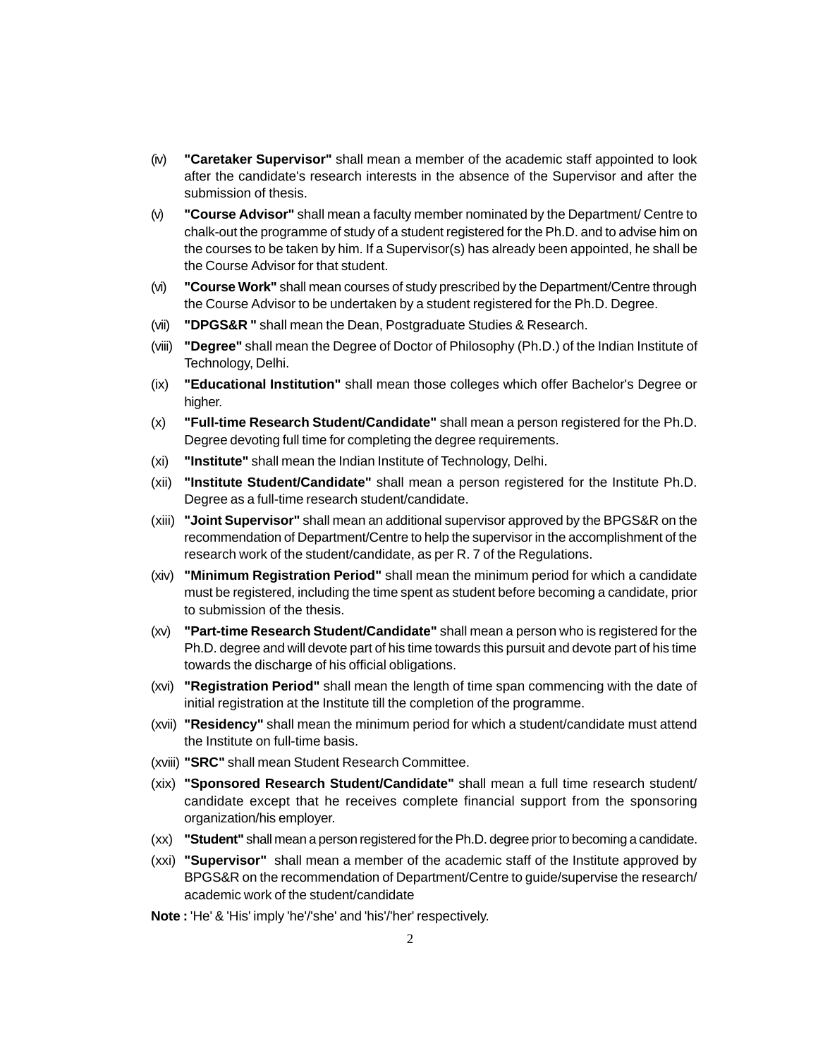(iv) **"Caretaker Supervisor"** shall mean a member of the academic staff appointed to look after the candidate's research interests in the absence of the Supervisor and after the submission of thesis.

(v) **"Course Advisor"** shall mean a faculty member nominated by the Department/ Centre to chalk-out the programme of study of a student registered for the Ph.D. and to advise him on the courses to be taken by him. If a Supervisor(s) has already been appointed, he shall be the Course Advisor for that student.

(vi) **"Course Work"** shall mean courses of study prescribed by the Department/Centre through the Course Advisor to be undertaken by a student registered for the Ph.D. Degree.

(vii) **"DPGS&R "** shall mean the Dean, Postgraduate Studies & Research.

(viii) **"Degree"** shall mean the Degree of Doctor of Philosophy (Ph.D.) of the Indian Institute of Technology, Delhi.

(ix) **"Educational Institution"** shall mean those colleges which offer Bachelor's Degree or higher.

(x) **"Full-time Research Student/Candidate"** shall mean a person registered for the Ph.D. Degree devoting full time for completing the degree requirements.

(xi) **"Institute"** shall mean the Indian Institute of Technology, Delhi.

(xii) **"Institute Student/Candidate"** shall mean a person registered for the Institute Ph.D. Degree as a full-time research student/candidate.

(xiii) **"Joint Supervisor"** shall mean an additional supervisor approved by the BPGS&R on the recommendation of Department/Centre to help the supervisor in the accomplishment of the research work of the student/candidate, as per R. 7 of the Regulations.

(xiv) **"Minimum Registration Period"** shall mean the minimum period for which a candidate must be registered, including the time spent as student before becoming a candidate, prior to submission of the thesis.

(xv) **"Part-time Research Student/Candidate"** shall mean a person who is registered for the Ph.D. degree and will devote part of his time towards this pursuit and devote part of his time towards the discharge of his official obligations.

(xvi) **"Registration Period"** shall mean the length of time span commencing with the date of initial registration at the Institute till the completion of the programme.

(xvii) **"Residency"** shall mean the minimum period for which a student/candidate must attend the Institute on full-time basis.

(xviii) **"SRC"** shall mean Student Research Committee.

(xix) **"Sponsored Research Student/Candidate"** shall mean a full time research student/ candidate except that he receives complete financial support from the sponsoring organization/his employer.

(xx) **"Student"** shall mean a person registered for the Ph.D. degree prior to becoming a candidate.

(xxi) **"Supervisor"** shall mean a member of the academic staff of the Institute approved by BPGS&R on the recommendation of Department/Centre to guide/supervise the research/ academic work of the student/candidate

**Note :** 'He' & 'His' imply 'he'/'she' and 'his'/'her' respectively.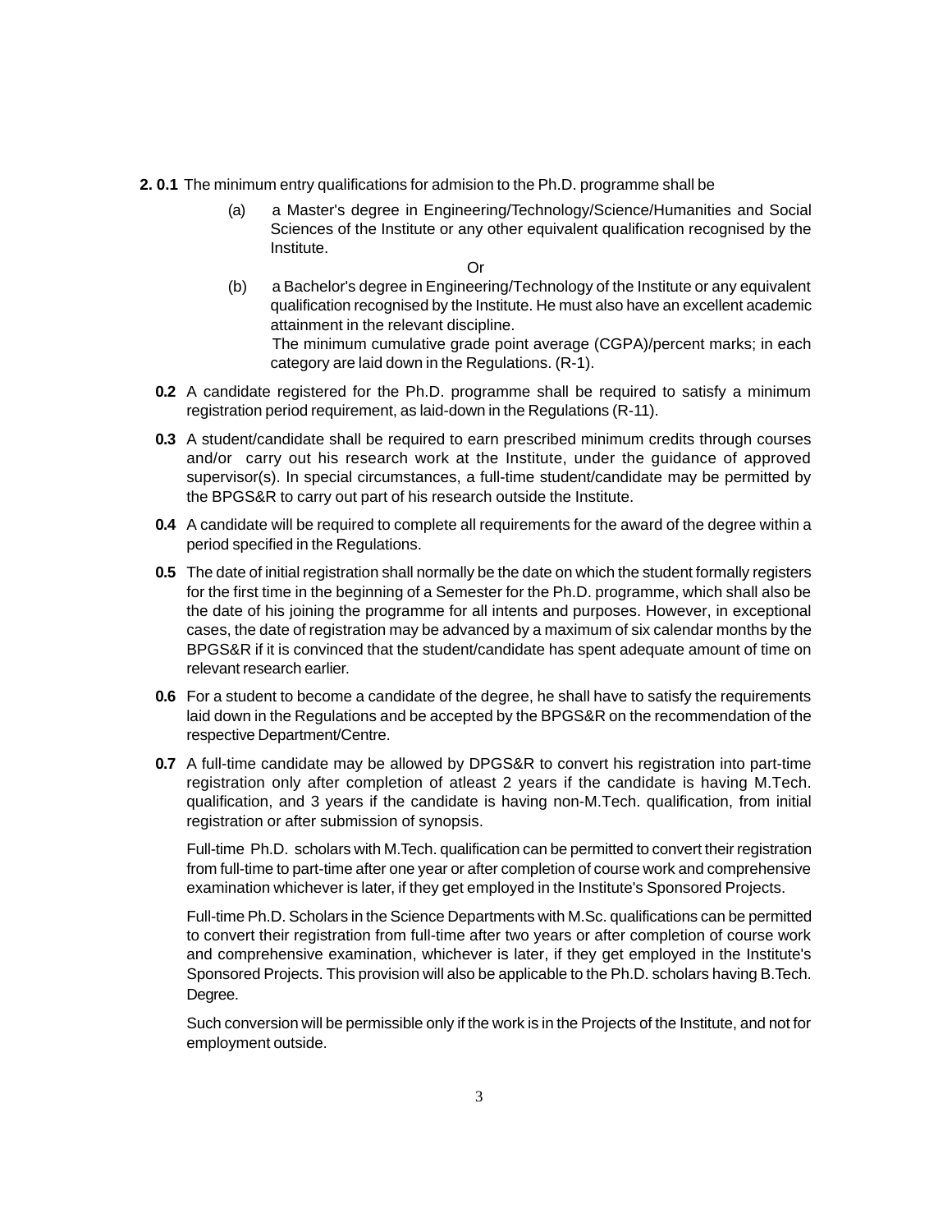**2. 0.1** The minimum entry qualifications for admision to the Ph.D. programme shall be

(a) a Master's degree in Engineering/Technology/Science/Humanities and Social Sciences of the Institute or any other equivalent qualification recognised by the Institute.

Or

(b) a Bachelor's degree in Engineering/Technology of the Institute or any equivalent qualification recognised by the Institute. He must also have an excellent academic attainment in the relevant discipline.

The minimum cumulative grade point average (CGPA)/percent marks; in each category are laid down in the Regulations. (R-1).

**0.2** A candidate registered for the Ph.D. programme shall be required to satisfy a minimum registration period requirement, as laid-down in the Regulations (R-11).

**0.3** A student/candidate shall be required to earn prescribed minimum credits through courses and/or carry out his research work at the Institute, under the guidance of approved supervisor(s). In special circumstances, a full-time student/candidate may be permitted by the BPGS&R to carry out part of his research outside the Institute.

**0.4** A candidate will be required to complete all requirements for the award of the degree within a period specified in the Regulations.

**0.5** The date of initial registration shall normally be the date on which the student formally registers for the first time in the beginning of a Semester for the Ph.D. programme, which shall also be the date of his joining the programme for all intents and purposes. However, in exceptional cases, the date of registration may be advanced by a maximum of six calendar months by the BPGS&R if it is convinced that the student/candidate has spent adequate amount of time on relevant research earlier.

**0.6** For a student to become a candidate of the degree, he shall have to satisfy the requirements laid down in the Regulations and be accepted by the BPGS&R on the recommendation of the respective Department/Centre.

**0.7** A full-time candidate may be allowed by DPGS&R to convert his registration into part-time registration only after completion of atleast 2 years if the candidate is having M.Tech. qualification, and 3 years if the candidate is having non-M.Tech. qualification, from initial registration or after submission of synopsis.

Full-time Ph.D. scholars with M.Tech. qualification can be permitted to convert their registration from full-time to part-time after one year or after completion of course work and comprehensive examination whichever is later, if they get employed in the Institute's Sponsored Projects.

Full-time Ph.D. Scholars in the Science Departments with M.Sc. qualifications can be permitted to convert their registration from full-time after two years or after completion of course work and comprehensive examination, whichever is later, if they get employed in the Institute's Sponsored Projects. This provision will also be applicable to the Ph.D. scholars having B.Tech. Degree.

Such conversion will be permissible only if the work is in the Projects of the Institute, and not for employment outside.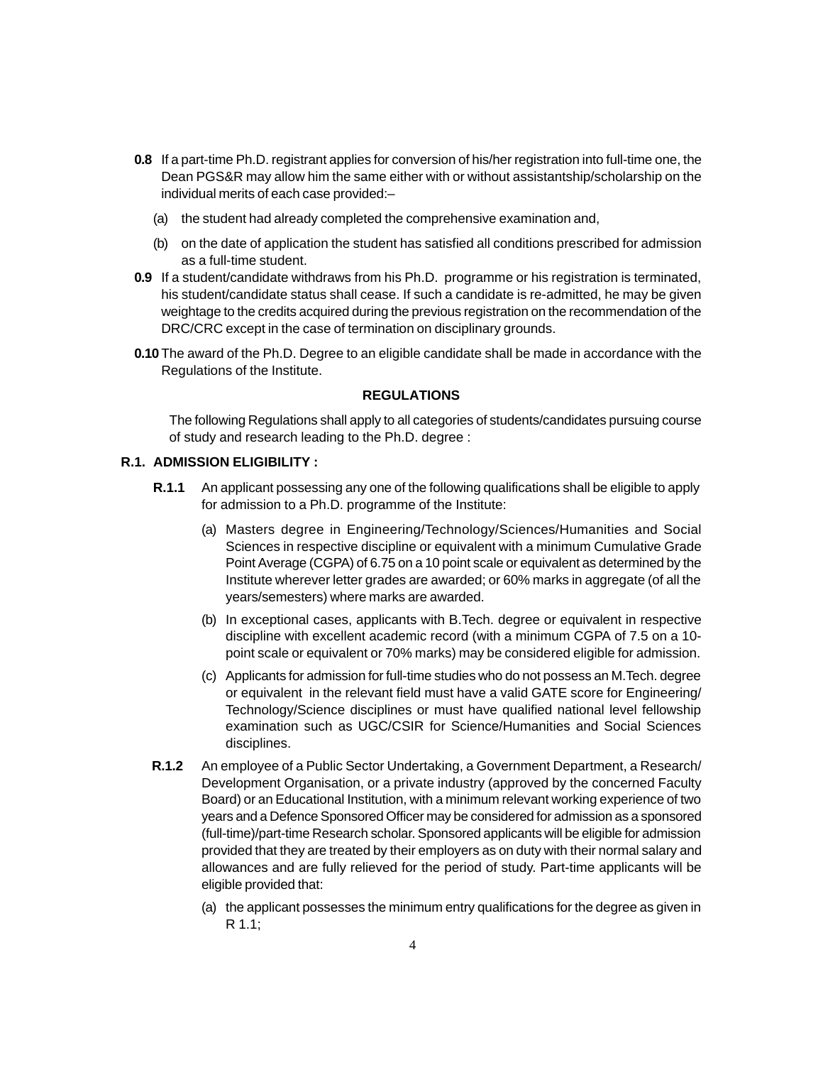**0.8** If a part-time Ph.D. registrant applies for conversion of his/her registration into full-time one, the Dean PGS&R may allow him the same either with or without assistantship/scholarship on the individual merits of each case provided:–

(a) the student had already completed the comprehensive examination and,

(b) on the date of application the student has satisfied all conditions prescribed for admission as a full-time student.

**0.9** If a student/candidate withdraws from his Ph.D. programme or his registration is terminated, his student/candidate status shall cease. If such a candidate is re-admitted, he may be given weightage to the credits acquired during the previous registration on the recommendation of the DRC/CRC except in the case of termination on disciplinary grounds.

**0.10** The award of the Ph.D. Degree to an eligible candidate shall be made in accordance with the Regulations of the Institute.

## REGULATIONS

The following Regulations shall apply to all categories of students/candidates pursuing course of study and research leading to the Ph.D. degree :

### R.1. ADMISSION ELIGIBILITY :

**R.1.1** An applicant possessing any one of the following qualifications shall be eligible to apply for admission to a Ph.D. programme of the Institute:

(a) Masters degree in Engineering/Technology/Sciences/Humanities and Social Sciences in respective discipline or equivalent with a minimum Cumulative Grade Point Average (CGPA) of 6.75 on a 10 point scale or equivalent as determined by the Institute wherever letter grades are awarded; or 60% marks in aggregate (of all the years/semesters) where marks are awarded.

(b) In exceptional cases, applicants with B.Tech. degree or equivalent in respective discipline with excellent academic record (with a minimum CGPA of 7.5 on a 10-point scale or equivalent or 70% marks) may be considered eligible for admission.

(c) Applicants for admission for full-time studies who do not possess an M.Tech. degree or equivalent in the relevant field must have a valid GATE score for Engineering/ Technology/Science disciplines or must have qualified national level fellowship examination such as UGC/CSIR for Science/Humanities and Social Sciences disciplines.

**R.1.2** An employee of a Public Sector Undertaking, a Government Department, a Research/ Development Organisation, or a private industry (approved by the concerned Faculty Board) or an Educational Institution, with a minimum relevant working experience of two years and a Defence Sponsored Officer may be considered for admission as a sponsored (full-time)/part-time Research scholar. Sponsored applicants will be eligible for admission provided that they are treated by their employers as on duty with their normal salary and allowances and are fully relieved for the period of study. Part-time applicants will be eligible provided that:

(a) the applicant possesses the minimum entry qualifications for the degree as given in R 1.1;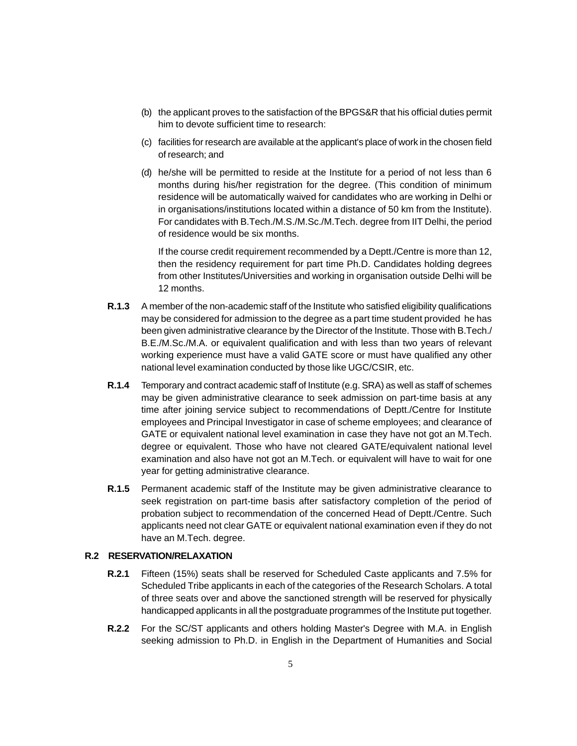(b) the applicant proves to the satisfaction of the BPGS&R that his official duties permit him to devote sufficient time to research:

(c) facilities for research are available at the applicant's place of work in the chosen field of research; and

(d) he/she will be permitted to reside at the Institute for a period of not less than 6 months during his/her registration for the degree. (This condition of minimum residence will be automatically waived for candidates who are working in Delhi or in organisations/institutions located within a distance of 50 km from the Institute). For candidates with B.Tech./M.S./M.Sc./M.Tech. degree from IIT Delhi, the period of residence would be six months.

If the course credit requirement recommended by a Deptt./Centre is more than 12, then the residency requirement for part time Ph.D. Candidates holding degrees from other Institutes/Universities and working in organisation outside Delhi will be 12 months.

**R.1.3** A member of the non-academic staff of the Institute who satisfied eligibility qualifications may be considered for admission to the degree as a part time student provided he has been given administrative clearance by the Director of the Institute. Those with B.Tech./B.E./M.Sc./M.A. or equivalent qualification and with less than two years of relevant working experience must have a valid GATE score or must have qualified any other national level examination conducted by those like UGC/CSIR, etc.

**R.1.4** Temporary and contract academic staff of Institute (e.g. SRA) as well as staff of schemes may be given administrative clearance to seek admission on part-time basis at any time after joining service subject to recommendations of Deptt./Centre for Institute employees and Principal Investigator in case of scheme employees; and clearance of GATE or equivalent national level examination in case they have not got an M.Tech. degree or equivalent. Those who have not cleared GATE/equivalent national level examination and also have not got an M.Tech. or equivalent will have to wait for one year for getting administrative clearance.

**R.1.5** Permanent academic staff of the Institute may be given administrative clearance to seek registration on part-time basis after satisfactory completion of the period of probation subject to recommendation of the concerned Head of Deptt./Centre. Such applicants need not clear GATE or equivalent national examination even if they do not have an M.Tech. degree.

## R.2 RESERVATION/RELAXATION

**R.2.1** Fifteen (15%) seats shall be reserved for Scheduled Caste applicants and 7.5% for Scheduled Tribe applicants in each of the categories of the Research Scholars. A total of three seats over and above the sanctioned strength will be reserved for physically handicapped applicants in all the postgraduate programmes of the Institute put together.

**R.2.2** For the SC/ST applicants and others holding Master's Degree with M.A. in English seeking admission to Ph.D. in English in the Department of Humanities and Social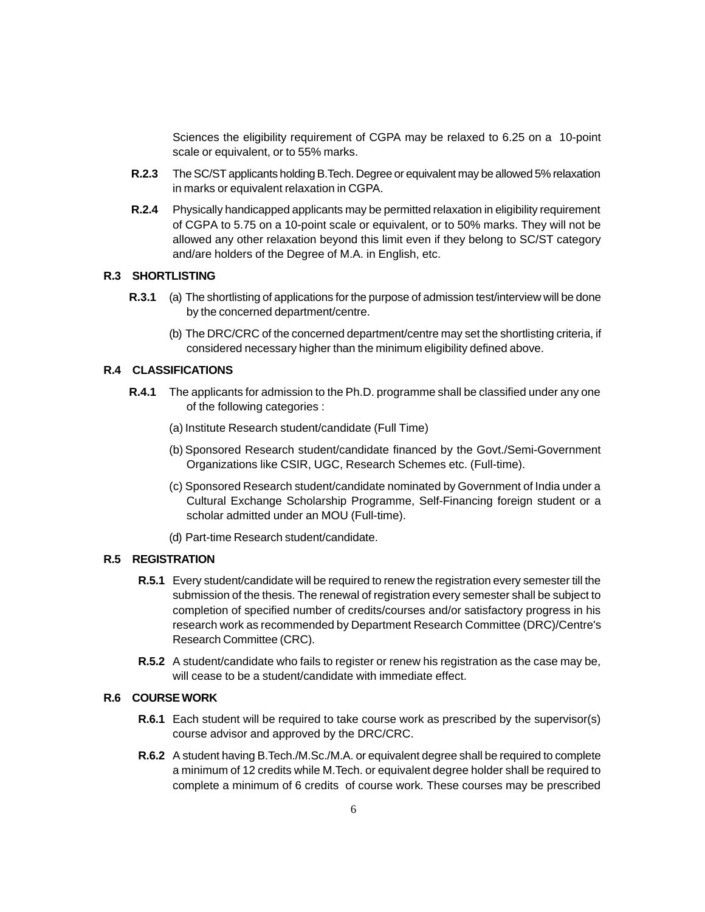Sciences the eligibility requirement of CGPA may be relaxed to 6.25 on a 10-point scale or equivalent, or to 55% marks.

**R.2.3** The SC/ST applicants holding B.Tech. Degree or equivalent may be allowed 5% relaxation in marks or equivalent relaxation in CGPA.

**R.2.4** Physically handicapped applicants may be permitted relaxation in eligibility requirement of CGPA to 5.75 on a 10-point scale or equivalent, or to 50% marks. They will not be allowed any other relaxation beyond this limit even if they belong to SC/ST category and/are holders of the Degree of M.A. in English, etc.

## R.3 SHORTLISTING

**R.3.1** (a) The shortlisting of applications for the purpose of admission test/interview will be done by the concerned department/centre.

(b) The DRC/CRC of the concerned department/centre may set the shortlisting criteria, if considered necessary higher than the minimum eligibility defined above.

## R.4 CLASSIFICATIONS

**R.4.1** The applicants for admission to the Ph.D. programme shall be classified under any one of the following categories :

(a) Institute Research student/candidate (Full Time)

(b) Sponsored Research student/candidate financed by the Govt./Semi-Government Organizations like CSIR, UGC, Research Schemes etc. (Full-time).

(c) Sponsored Research student/candidate nominated by Government of India under a Cultural Exchange Scholarship Programme, Self-Financing foreign student or a scholar admitted under an MOU (Full-time).

(d) Part-time Research student/candidate.

## R.5 REGISTRATION

**R.5.1** Every student/candidate will be required to renew the registration every semester till the submission of the thesis. The renewal of registration every semester shall be subject to completion of specified number of credits/courses and/or satisfactory progress in his research work as recommended by Department Research Committee (DRC)/Centre's Research Committee (CRC).

**R.5.2** A student/candidate who fails to register or renew his registration as the case may be, will cease to be a student/candidate with immediate effect.

## R.6 COURSE WORK

**R.6.1** Each student will be required to take course work as prescribed by the supervisor(s) course advisor and approved by the DRC/CRC.

**R.6.2** A student having B.Tech./M.Sc./M.A. or equivalent degree shall be required to complete a minimum of 12 credits while M.Tech. or equivalent degree holder shall be required to complete a minimum of 6 credits of course work. These courses may be prescribed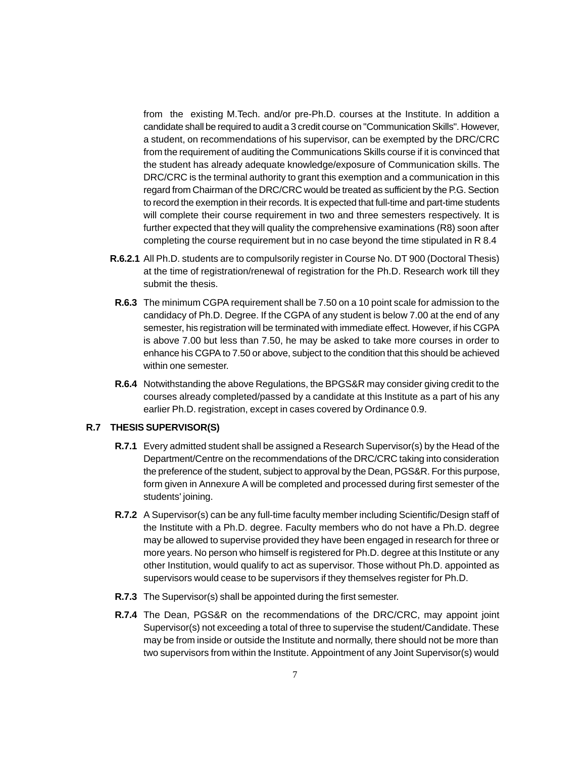from the existing M.Tech. and/or pre-Ph.D. courses at the Institute. In addition a candidate shall be required to audit a 3 credit course on "Communication Skills". However, a student, on recommendations of his supervisor, can be exempted by the DRC/CRC from the requirement of auditing the Communications Skills course if it is convinced that the student has already adequate knowledge/exposure of Communication skills. The DRC/CRC is the terminal authority to grant this exemption and a communication in this regard from Chairman of the DRC/CRC would be treated as sufficient by the P.G. Section to record the exemption in their records. It is expected that full-time and part-time students will complete their course requirement in two and three semesters respectively. It is further expected that they will quality the comprehensive examinations (R8) soon after completing the course requirement but in no case beyond the time stipulated in R 8.4

**R.6.2.1** All Ph.D. students are to compulsorily register in Course No. DT 900 (Doctoral Thesis) at the time of registration/renewal of registration for the Ph.D. Research work till they submit the thesis.

**R.6.3** The minimum CGPA requirement shall be 7.50 on a 10 point scale for admission to the candidacy of Ph.D. Degree. If the CGPA of any student is below 7.00 at the end of any semester, his registration will be terminated with immediate effect. However, if his CGPA is above 7.00 but less than 7.50, he may be asked to take more courses in order to enhance his CGPA to 7.50 or above, subject to the condition that this should be achieved within one semester.

**R.6.4** Notwithstanding the above Regulations, the BPGS&R may consider giving credit to the courses already completed/passed by a candidate at this Institute as a part of his any earlier Ph.D. registration, except in cases covered by Ordinance 0.9.

## R.7 THESIS SUPERVISOR(S)

**R.7.1** Every admitted student shall be assigned a Research Supervisor(s) by the Head of the Department/Centre on the recommendations of the DRC/CRC taking into consideration the preference of the student, subject to approval by the Dean, PGS&R. For this purpose, form given in Annexure A will be completed and processed during first semester of the students' joining.

**R.7.2** A Supervisor(s) can be any full-time faculty member including Scientific/Design staff of the Institute with a Ph.D. degree. Faculty members who do not have a Ph.D. degree may be allowed to supervise provided they have been engaged in research for three or more years. No person who himself is registered for Ph.D. degree at this Institute or any other Institution, would qualify to act as supervisor. Those without Ph.D. appointed as supervisors would cease to be supervisors if they themselves register for Ph.D.

**R.7.3** The Supervisor(s) shall be appointed during the first semester.

**R.7.4** The Dean, PGS&R on the recommendations of the DRC/CRC, may appoint joint Supervisor(s) not exceeding a total of three to supervise the student/Candidate. These may be from inside or outside the Institute and normally, there should not be more than two supervisors from within the Institute. Appointment of any Joint Supervisor(s) would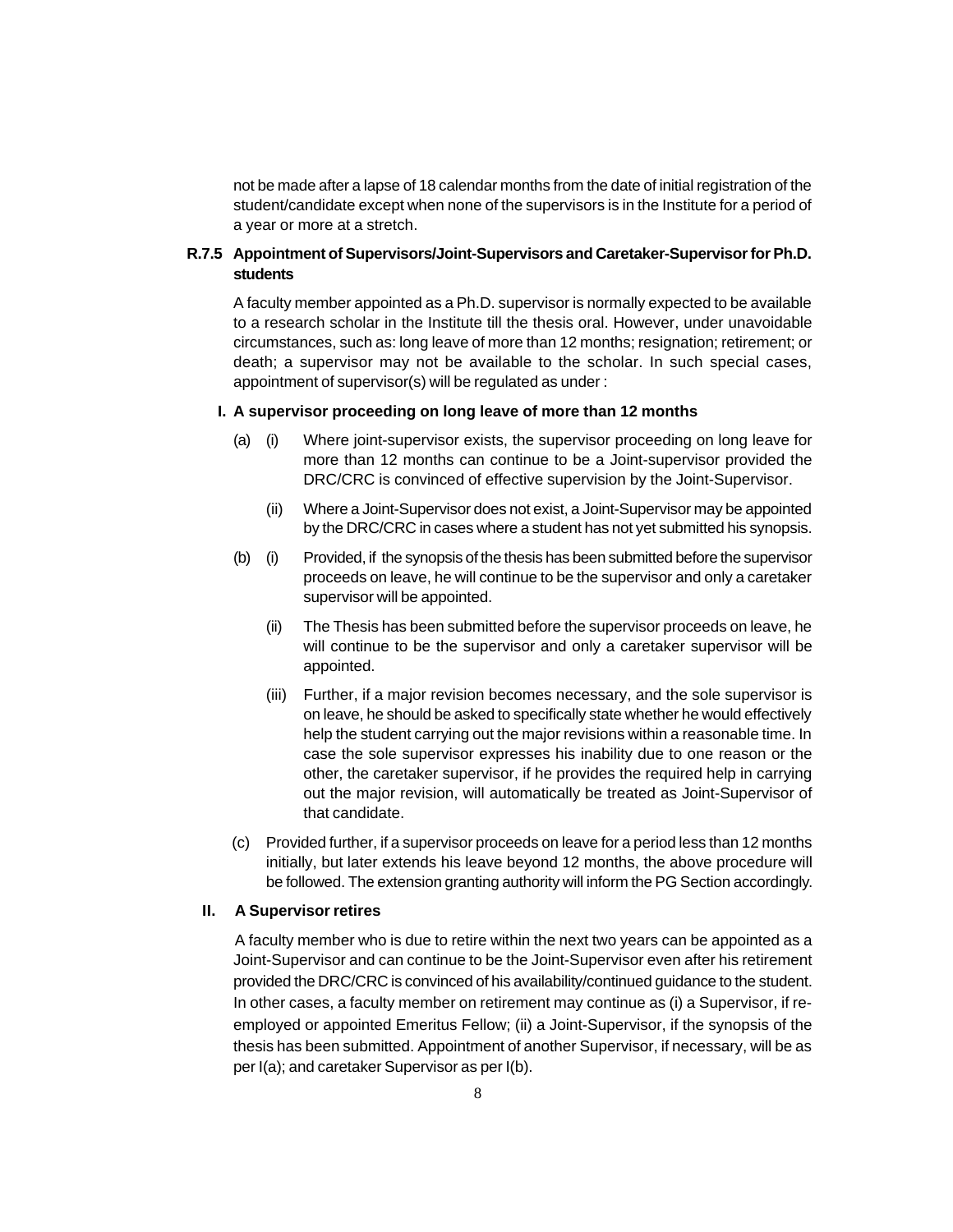not be made after a lapse of 18 calendar months from the date of initial registration of the student/candidate except when none of the supervisors is in the Institute for a period of a year or more at a stretch.

### R.7.5 Appointment of Supervisors/Joint-Supervisors and Caretaker-Supervisor for Ph.D. students

A faculty member appointed as a Ph.D. supervisor is normally expected to be available to a research scholar in the Institute till the thesis oral. However, under unavoidable circumstances, such as: long leave of more than 12 months; resignation; retirement; or death; a supervisor may not be available to the scholar. In such special cases, appointment of supervisor(s) will be regulated as under :

#### I. A supervisor proceeding on long leave of more than 12 months

(a) (i) Where joint-supervisor exists, the supervisor proceeding on long leave for more than 12 months can continue to be a Joint-supervisor provided the DRC/CRC is convinced of effective supervision by the Joint-Supervisor.

(ii) Where a Joint-Supervisor does not exist, a Joint-Supervisor may be appointed by the DRC/CRC in cases where a student has not yet submitted his synopsis.

(b) (i) Provided, if the synopsis of the thesis has been submitted before the supervisor proceeds on leave, he will continue to be the supervisor and only a caretaker supervisor will be appointed.

(ii) The Thesis has been submitted before the supervisor proceeds on leave, he will continue to be the supervisor and only a caretaker supervisor will be appointed.

(iii) Further, if a major revision becomes necessary, and the sole supervisor is on leave, he should be asked to specifically state whether he would effectively help the student carrying out the major revisions within a reasonable time. In case the sole supervisor expresses his inability due to one reason or the other, the caretaker supervisor, if he provides the required help in carrying out the major revision, will automatically be treated as Joint-Supervisor of that candidate.

(c) Provided further, if a supervisor proceeds on leave for a period less than 12 months initially, but later extends his leave beyond 12 months, the above procedure will be followed. The extension granting authority will inform the PG Section accordingly.

#### II. A Supervisor retires

A faculty member who is due to retire within the next two years can be appointed as a Joint-Supervisor and can continue to be the Joint-Supervisor even after his retirement provided the DRC/CRC is convinced of his availability/continued guidance to the student. In other cases, a faculty member on retirement may continue as (i) a Supervisor, if re-employed or appointed Emeritus Fellow; (ii) a Joint-Supervisor, if the synopsis of the thesis has been submitted. Appointment of another Supervisor, if necessary, will be as per I(a); and caretaker Supervisor as per I(b).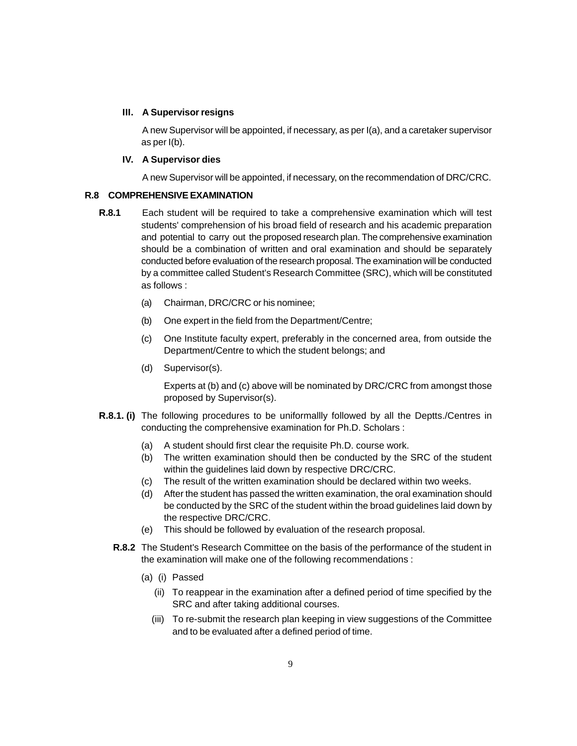**III. A Supervisor resigns**

A new Supervisor will be appointed, if necessary, as per I(a), and a caretaker supervisor as per I(b).

**IV. A Supervisor dies**

A new Supervisor will be appointed, if necessary, on the recommendation of DRC/CRC.

## R.8 COMPREHENSIVE EXAMINATION

**R.8.1** Each student will be required to take a comprehensive examination which will test students' comprehension of his broad field of research and his academic preparation and potential to carry out the proposed research plan. The comprehensive examination should be a combination of written and oral examination and should be separately conducted before evaluation of the research proposal. The examination will be conducted by a committee called Student's Research Committee (SRC), which will be constituted as follows :

(a) Chairman, DRC/CRC or his nominee;

(b) One expert in the field from the Department/Centre;

(c) One Institute faculty expert, preferably in the concerned area, from outside the Department/Centre to which the student belongs; and

(d) Supervisor(s).

Experts at (b) and (c) above will be nominated by DRC/CRC from amongst those proposed by Supervisor(s).

**R.8.1. (i)** The following procedures to be uniformallly followed by all the Deptts./Centres in conducting the comprehensive examination for Ph.D. Scholars :

(a) A student should first clear the requisite Ph.D. course work.
(b) The written examination should then be conducted by the SRC of the student within the guidelines laid down by respective DRC/CRC.
(c) The result of the written examination should be declared within two weeks.
(d) After the student has passed the written examination, the oral examination should be conducted by the SRC of the student within the broad guidelines laid down by the respective DRC/CRC.
(e) This should be followed by evaluation of the research proposal.

**R.8.2** The Student's Research Committee on the basis of the performance of the student in the examination will make one of the following recommendations :

(a) (i) Passed

(ii) To reappear in the examination after a defined period of time specified by the SRC and after taking additional courses.

(iii) To re-submit the research plan keeping in view suggestions of the Committee and to be evaluated after a defined period of time.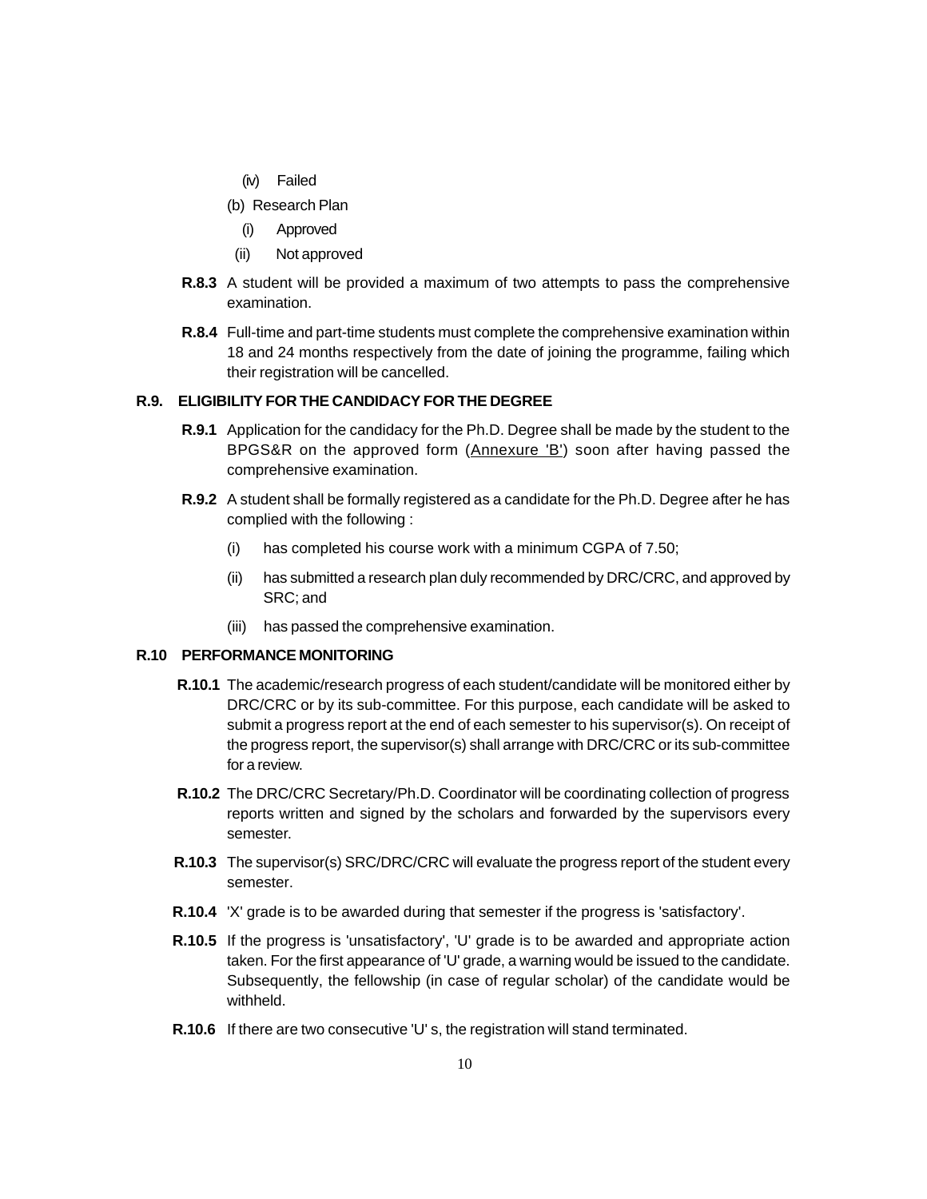(iv) Failed

(b) Research Plan

(i) Approved

(ii) Not approved

**R.8.3** A student will be provided a maximum of two attempts to pass the comprehensive examination.

**R.8.4** Full-time and part-time students must complete the comprehensive examination within 18 and 24 months respectively from the date of joining the programme, failing which their registration will be cancelled.

## R.9. ELIGIBILITY FOR THE CANDIDACY FOR THE DEGREE

**R.9.1** Application for the candidacy for the Ph.D. Degree shall be made by the student to the BPGS&R on the approved form (Annexure 'B') soon after having passed the comprehensive examination.

**R.9.2** A student shall be formally registered as a candidate for the Ph.D. Degree after he has complied with the following :

(i) has completed his course work with a minimum CGPA of 7.50;

(ii) has submitted a research plan duly recommended by DRC/CRC, and approved by SRC; and

(iii) has passed the comprehensive examination.

## R.10 PERFORMANCE MONITORING

**R.10.1** The academic/research progress of each student/candidate will be monitored either by DRC/CRC or by its sub-committee. For this purpose, each candidate will be asked to submit a progress report at the end of each semester to his supervisor(s). On receipt of the progress report, the supervisor(s) shall arrange with DRC/CRC or its sub-committee for a review.

**R.10.2** The DRC/CRC Secretary/Ph.D. Coordinator will be coordinating collection of progress reports written and signed by the scholars and forwarded by the supervisors every semester.

**R.10.3** The supervisor(s) SRC/DRC/CRC will evaluate the progress report of the student every semester.

**R.10.4** 'X' grade is to be awarded during that semester if the progress is 'satisfactory'.

**R.10.5** If the progress is 'unsatisfactory', 'U' grade is to be awarded and appropriate action taken. For the first appearance of 'U' grade, a warning would be issued to the candidate. Subsequently, the fellowship (in case of regular scholar) of the candidate would be withheld.

**R.10.6** If there are two consecutive 'U' s, the registration will stand terminated.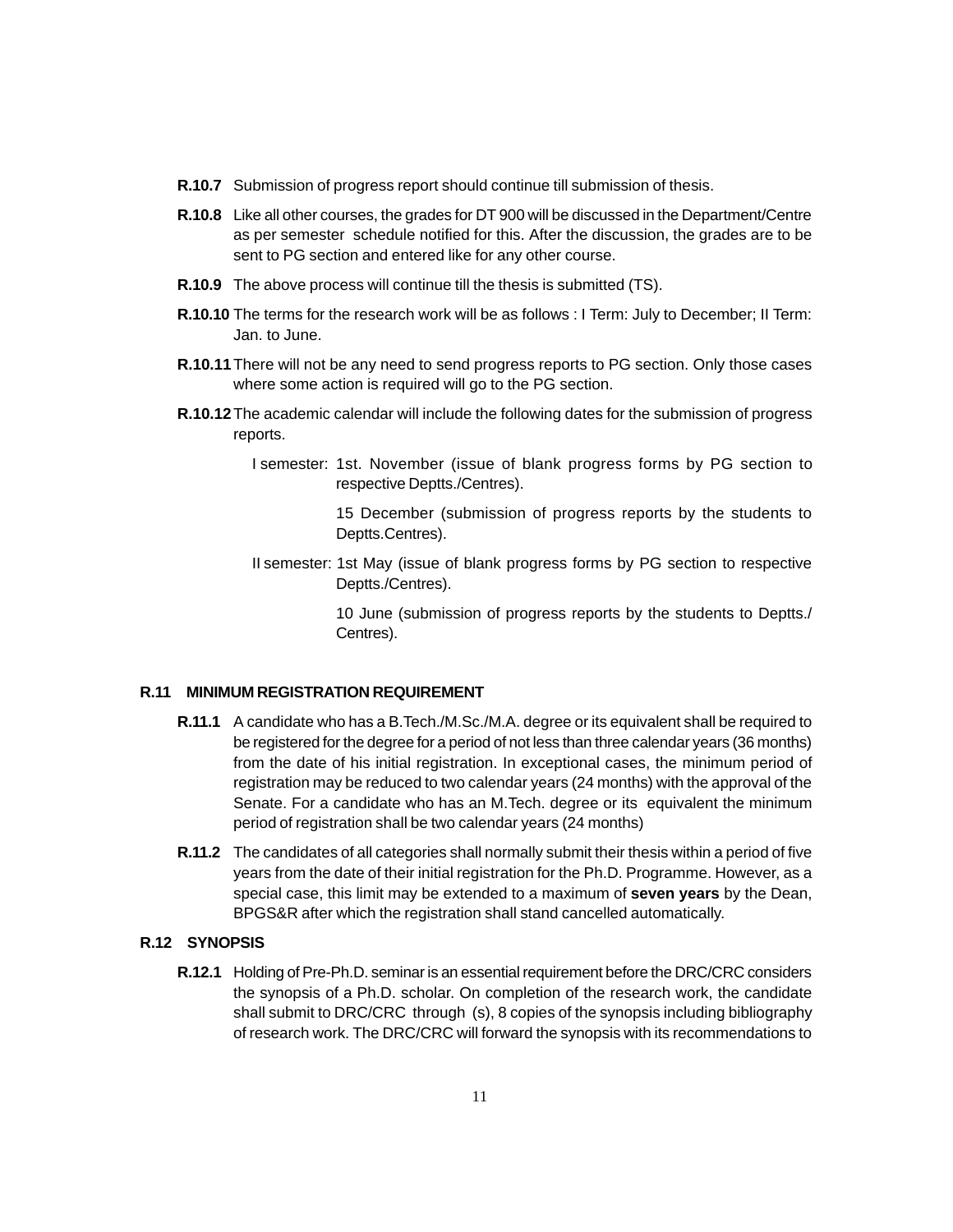**R.10.7** Submission of progress report should continue till submission of thesis.

**R.10.8** Like all other courses, the grades for DT 900 will be discussed in the Department/Centre as per semester schedule notified for this. After the discussion, the grades are to be sent to PG section and entered like for any other course.

**R.10.9** The above process will continue till the thesis is submitted (TS).

**R.10.10** The terms for the research work will be as follows : I Term: July to December; II Term: Jan. to June.

**R.10.11** There will not be any need to send progress reports to PG section. Only those cases where some action is required will go to the PG section.

**R.10.12** The academic calendar will include the following dates for the submission of progress reports.

I semester: 1st. November (issue of blank progress forms by PG section to respective Deptts./Centres).

15 December (submission of progress reports by the students to Deptts.Centres).

II semester: 1st May (issue of blank progress forms by PG section to respective Deptts./Centres).

10 June (submission of progress reports by the students to Deptts./ Centres).

## R.11 MINIMUM REGISTRATION REQUIREMENT

**R.11.1** A candidate who has a B.Tech./M.Sc./M.A. degree or its equivalent shall be required to be registered for the degree for a period of not less than three calendar years (36 months) from the date of his initial registration. In exceptional cases, the minimum period of registration may be reduced to two calendar years (24 months) with the approval of the Senate. For a candidate who has an M.Tech. degree or its equivalent the minimum period of registration shall be two calendar years (24 months)

**R.11.2** The candidates of all categories shall normally submit their thesis within a period of five years from the date of their initial registration for the Ph.D. Programme. However, as a special case, this limit may be extended to a maximum of **seven years** by the Dean, BPGS&R after which the registration shall stand cancelled automatically.

## R.12 SYNOPSIS

**R.12.1** Holding of Pre-Ph.D. seminar is an essential requirement before the DRC/CRC considers the synopsis of a Ph.D. scholar. On completion of the research work, the candidate shall submit to DRC/CRC through (s), 8 copies of the synopsis including bibliography of research work. The DRC/CRC will forward the synopsis with its recommendations to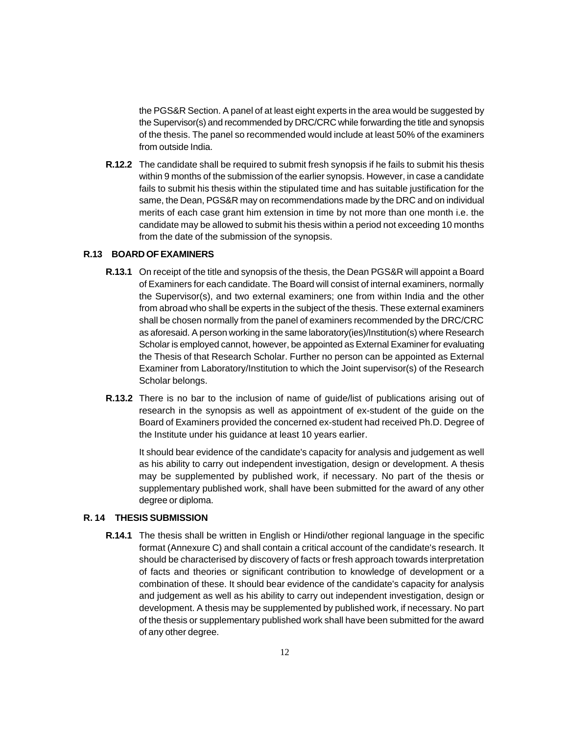the PGS&R Section. A panel of at least eight experts in the area would be suggested by the Supervisor(s) and recommended by DRC/CRC while forwarding the title and synopsis of the thesis. The panel so recommended would include at least 50% of the examiners from outside India.

**R.12.2** The candidate shall be required to submit fresh synopsis if he fails to submit his thesis within 9 months of the submission of the earlier synopsis. However, in case a candidate fails to submit his thesis within the stipulated time and has suitable justification for the same, the Dean, PGS&R may on recommendations made by the DRC and on individual merits of each case grant him extension in time by not more than one month i.e. the candidate may be allowed to submit his thesis within a period not exceeding 10 months from the date of the submission of the synopsis.

## R.13 BOARD OF EXAMINERS

**R.13.1** On receipt of the title and synopsis of the thesis, the Dean PGS&R will appoint a Board of Examiners for each candidate. The Board will consist of internal examiners, normally the Supervisor(s), and two external examiners; one from within India and the other from abroad who shall be experts in the subject of the thesis. These external examiners shall be chosen normally from the panel of examiners recommended by the DRC/CRC as aforesaid. A person working in the same laboratory(ies)/Institution(s) where Research Scholar is employed cannot, however, be appointed as External Examiner for evaluating the Thesis of that Research Scholar. Further no person can be appointed as External Examiner from Laboratory/Institution to which the Joint supervisor(s) of the Research Scholar belongs.

**R.13.2** There is no bar to the inclusion of name of guide/list of publications arising out of research in the synopsis as well as appointment of ex-student of the guide on the Board of Examiners provided the concerned ex-student had received Ph.D. Degree of the Institute under his guidance at least 10 years earlier.

It should bear evidence of the candidate's capacity for analysis and judgement as well as his ability to carry out independent investigation, design or development. A thesis may be supplemented by published work, if necessary. No part of the thesis or supplementary published work, shall have been submitted for the award of any other degree or diploma.

## R. 14 THESIS SUBMISSION

**R.14.1** The thesis shall be written in English or Hindi/other regional language in the specific format (Annexure C) and shall contain a critical account of the candidate's research. It should be characterised by discovery of facts or fresh approach towards interpretation of facts and theories or significant contribution to knowledge of development or a combination of these. It should bear evidence of the candidate's capacity for analysis and judgement as well as his ability to carry out independent investigation, design or development. A thesis may be supplemented by published work, if necessary. No part of the thesis or supplementary published work shall have been submitted for the award of any other degree.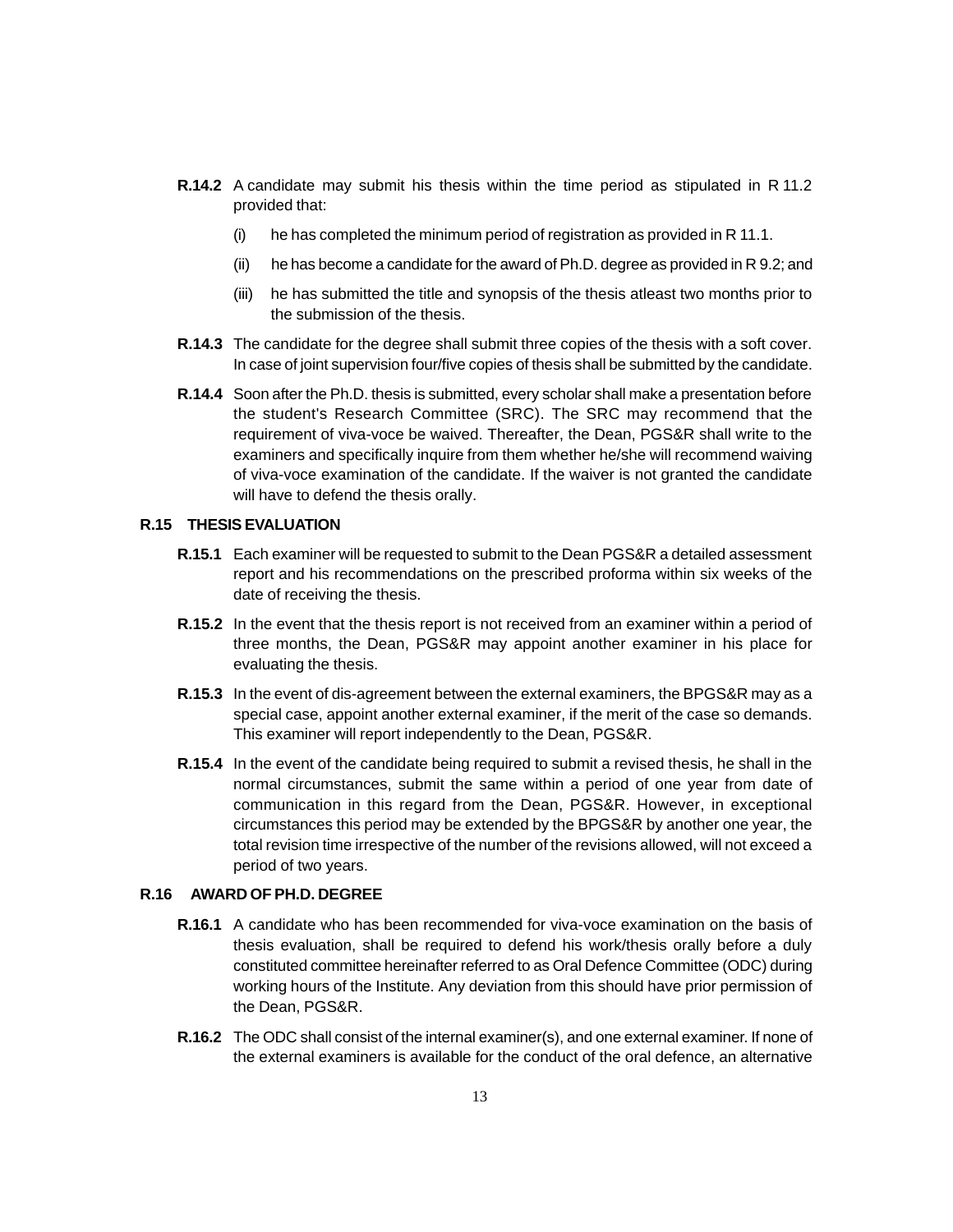**R.14.2** A candidate may submit his thesis within the time period as stipulated in R 11.2 provided that:

(i) he has completed the minimum period of registration as provided in R 11.1.

(ii) he has become a candidate for the award of Ph.D. degree as provided in R 9.2; and

(iii) he has submitted the title and synopsis of the thesis atleast two months prior to the submission of the thesis.

**R.14.3** The candidate for the degree shall submit three copies of the thesis with a soft cover. In case of joint supervision four/five copies of thesis shall be submitted by the candidate.

**R.14.4** Soon after the Ph.D. thesis is submitted, every scholar shall make a presentation before the student's Research Committee (SRC). The SRC may recommend that the requirement of viva-voce be waived. Thereafter, the Dean, PGS&R shall write to the examiners and specifically inquire from them whether he/she will recommend waiving of viva-voce examination of the candidate. If the waiver is not granted the candidate will have to defend the thesis orally.

## R.15 THESIS EVALUATION

**R.15.1** Each examiner will be requested to submit to the Dean PGS&R a detailed assessment report and his recommendations on the prescribed proforma within six weeks of the date of receiving the thesis.

**R.15.2** In the event that the thesis report is not received from an examiner within a period of three months, the Dean, PGS&R may appoint another examiner in his place for evaluating the thesis.

**R.15.3** In the event of dis-agreement between the external examiners, the BPGS&R may as a special case, appoint another external examiner, if the merit of the case so demands. This examiner will report independently to the Dean, PGS&R.

**R.15.4** In the event of the candidate being required to submit a revised thesis, he shall in the normal circumstances, submit the same within a period of one year from date of communication in this regard from the Dean, PGS&R. However, in exceptional circumstances this period may be extended by the BPGS&R by another one year, the total revision time irrespective of the number of the revisions allowed, will not exceed a period of two years.

## R.16 AWARD OF PH.D. DEGREE

**R.16.1** A candidate who has been recommended for viva-voce examination on the basis of thesis evaluation, shall be required to defend his work/thesis orally before a duly constituted committee hereinafter referred to as Oral Defence Committee (ODC) during working hours of the Institute. Any deviation from this should have prior permission of the Dean, PGS&R.

**R.16.2** The ODC shall consist of the internal examiner(s), and one external examiner. If none of the external examiners is available for the conduct of the oral defence, an alternative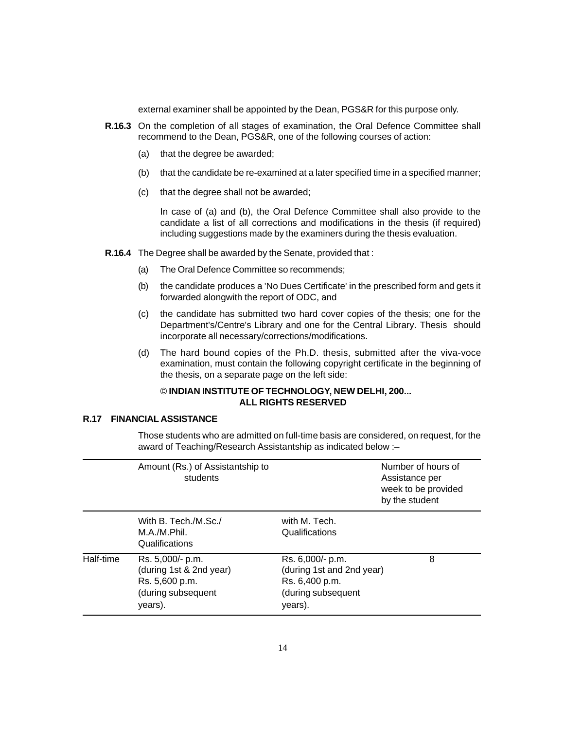external examiner shall be appointed by the Dean, PGS&R for this purpose only.

**R.16.3** On the completion of all stages of examination, the Oral Defence Committee shall recommend to the Dean, PGS&R, one of the following courses of action:

(a) that the degree be awarded;

(b) that the candidate be re-examined at a later specified time in a specified manner;

(c) that the degree shall not be awarded;

In case of (a) and (b), the Oral Defence Committee shall also provide to the candidate a list of all corrections and modifications in the thesis (if required) including suggestions made by the examiners during the thesis evaluation.

**R.16.4** The Degree shall be awarded by the Senate, provided that :

(a) The Oral Defence Committee so recommends;

(b) the candidate produces a 'No Dues Certificate' in the prescribed form and gets it forwarded alongwith the report of ODC, and

(c) the candidate has submitted two hard cover copies of the thesis; one for the Department's/Centre's Library and one for the Central Library. Thesis should incorporate all necessary/corrections/modifications.

(d) The hard bound copies of the Ph.D. thesis, submitted after the viva-voce examination, must contain the following copyright certificate in the beginning of the thesis, on a separate page on the left side:

© **INDIAN INSTITUTE OF TECHNOLOGY, NEW DELHI, 200...**
**ALL RIGHTS RESERVED**

## R.17 FINANCIAL ASSISTANCE

Those students who are admitted on full-time basis are considered, on request, for the award of Teaching/Research Assistantship as indicated below :–

| | Amount (Rs.) of Assistantship to students | | Number of hours of Assistance per week to be provided by the student |
|---|---|---|---|
| | With B. Tech./M.Sc./ M.A./M.Phil. Qualifications | with M. Tech. Qualifications | |
| Half-time | Rs. 5,000/- p.m. (during 1st & 2nd year) Rs. 5,600 p.m. (during subsequent years). | Rs. 6,000/- p.m. (during 1st and 2nd year) Rs. 6,400 p.m. (during subsequent years). | 8 |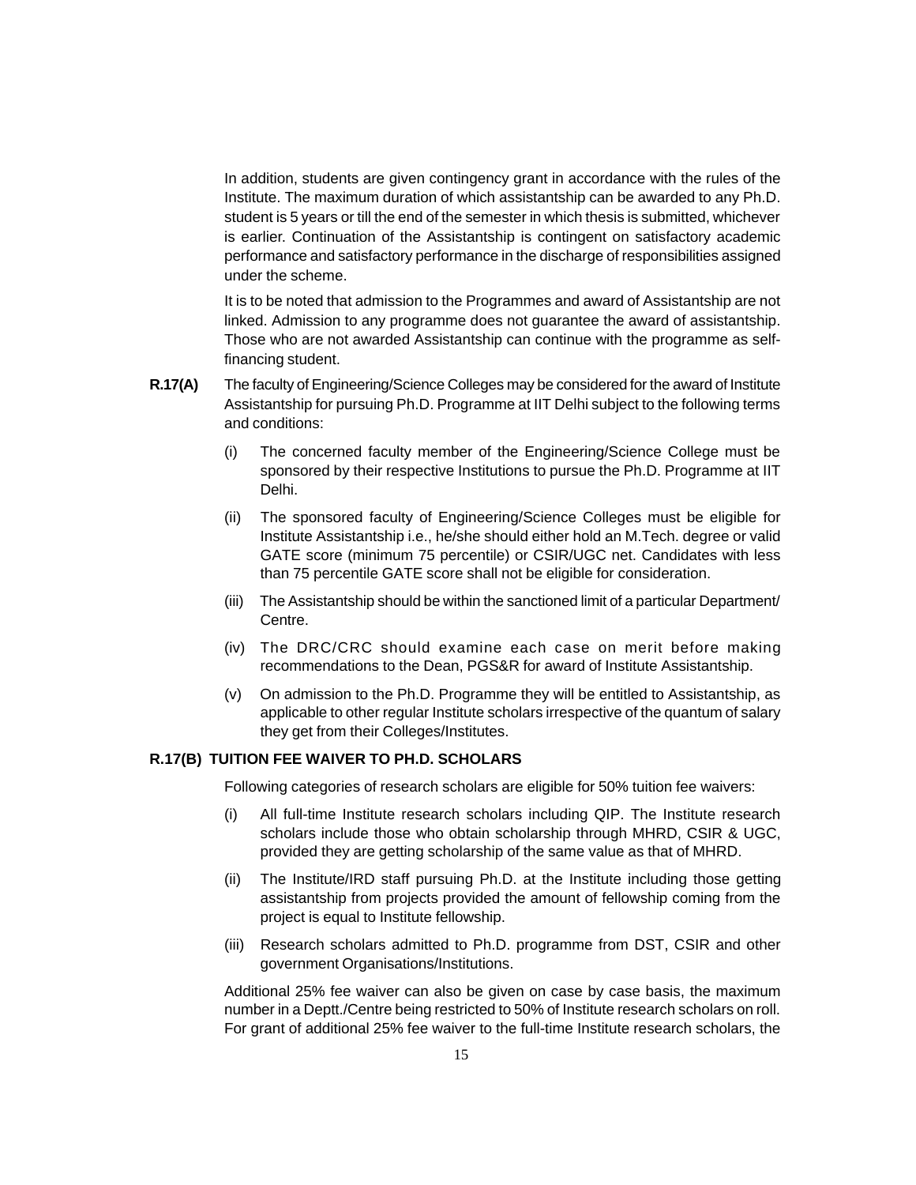In addition, students are given contingency grant in accordance with the rules of the Institute. The maximum duration of which assistantship can be awarded to any Ph.D. student is 5 years or till the end of the semester in which thesis is submitted, whichever is earlier. Continuation of the Assistantship is contingent on satisfactory academic performance and satisfactory performance in the discharge of responsibilities assigned under the scheme.

It is to be noted that admission to the Programmes and award of Assistantship are not linked. Admission to any programme does not guarantee the award of assistantship. Those who are not awarded Assistantship can continue with the programme as self-financing student.

**R.17(A)** The faculty of Engineering/Science Colleges may be considered for the award of Institute Assistantship for pursuing Ph.D. Programme at IIT Delhi subject to the following terms and conditions:

(i) The concerned faculty member of the Engineering/Science College must be sponsored by their respective Institutions to pursue the Ph.D. Programme at IIT Delhi.

(ii) The sponsored faculty of Engineering/Science Colleges must be eligible for Institute Assistantship i.e., he/she should either hold an M.Tech. degree or valid GATE score (minimum 75 percentile) or CSIR/UGC net. Candidates with less than 75 percentile GATE score shall not be eligible for consideration.

(iii) The Assistantship should be within the sanctioned limit of a particular Department/ Centre.

(iv) The DRC/CRC should examine each case on merit before making recommendations to the Dean, PGS&R for award of Institute Assistantship.

(v) On admission to the Ph.D. Programme they will be entitled to Assistantship, as applicable to other regular Institute scholars irrespective of the quantum of salary they get from their Colleges/Institutes.

**R.17(B) TUITION FEE WAIVER TO PH.D. SCHOLARS**

Following categories of research scholars are eligible for 50% tuition fee waivers:

(i) All full-time Institute research scholars including QIP. The Institute research scholars include those who obtain scholarship through MHRD, CSIR & UGC, provided they are getting scholarship of the same value as that of MHRD.

(ii) The Institute/IRD staff pursuing Ph.D. at the Institute including those getting assistantship from projects provided the amount of fellowship coming from the project is equal to Institute fellowship.

(iii) Research scholars admitted to Ph.D. programme from DST, CSIR and other government Organisations/Institutions.

Additional 25% fee waiver can also be given on case by case basis, the maximum number in a Deptt./Centre being restricted to 50% of Institute research scholars on roll. For grant of additional 25% fee waiver to the full-time Institute research scholars, the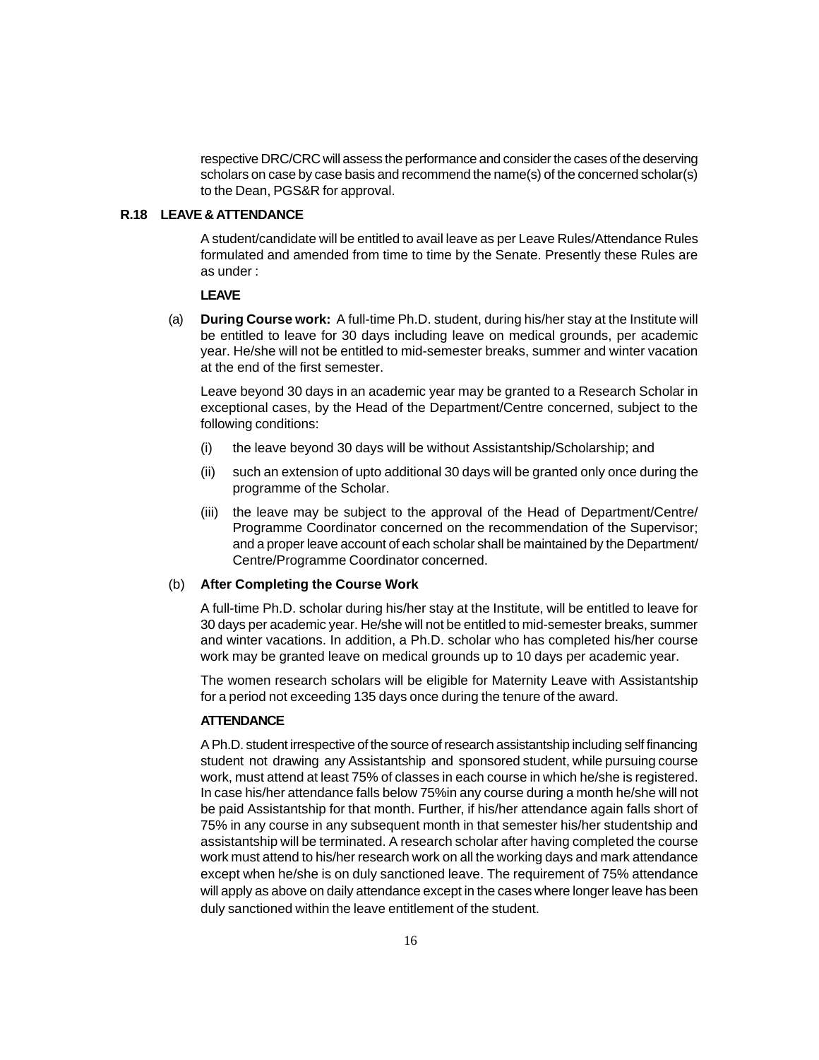respective DRC/CRC will assess the performance and consider the cases of the deserving scholars on case by case basis and recommend the name(s) of the concerned scholar(s) to the Dean, PGS&R for approval.

## R.18 LEAVE & ATTENDANCE

A student/candidate will be entitled to avail leave as per Leave Rules/Attendance Rules formulated and amended from time to time by the Senate. Presently these Rules are as under :

### LEAVE

(a) **During Course work:** A full-time Ph.D. student, during his/her stay at the Institute will be entitled to leave for 30 days including leave on medical grounds, per academic year. He/she will not be entitled to mid-semester breaks, summer and winter vacation at the end of the first semester.

Leave beyond 30 days in an academic year may be granted to a Research Scholar in exceptional cases, by the Head of the Department/Centre concerned, subject to the following conditions:

- (i) the leave beyond 30 days will be without Assistantship/Scholarship; and
- (ii) such an extension of upto additional 30 days will be granted only once during the programme of the Scholar.
- (iii) the leave may be subject to the approval of the Head of Department/Centre/ Programme Coordinator concerned on the recommendation of the Supervisor; and a proper leave account of each scholar shall be maintained by the Department/ Centre/Programme Coordinator concerned.

(b) **After Completing the Course Work**

A full-time Ph.D. scholar during his/her stay at the Institute, will be entitled to leave for 30 days per academic year. He/she will not be entitled to mid-semester breaks, summer and winter vacations. In addition, a Ph.D. scholar who has completed his/her course work may be granted leave on medical grounds up to 10 days per academic year.

The women research scholars will be eligible for Maternity Leave with Assistantship for a period not exceeding 135 days once during the tenure of the award.

### ATTENDANCE

A Ph.D. student irrespective of the source of research assistantship including self financing student not drawing any Assistantship and sponsored student, while pursuing course work, must attend at least 75% of classes in each course in which he/she is registered. In case his/her attendance falls below 75%in any course during a month he/she will not be paid Assistantship for that month. Further, if his/her attendance again falls short of 75% in any course in any subsequent month in that semester his/her studentship and assistantship will be terminated. A research scholar after having completed the course work must attend to his/her research work on all the working days and mark attendance except when he/she is on duly sanctioned leave. The requirement of 75% attendance will apply as above on daily attendance except in the cases where longer leave has been duly sanctioned within the leave entitlement of the student.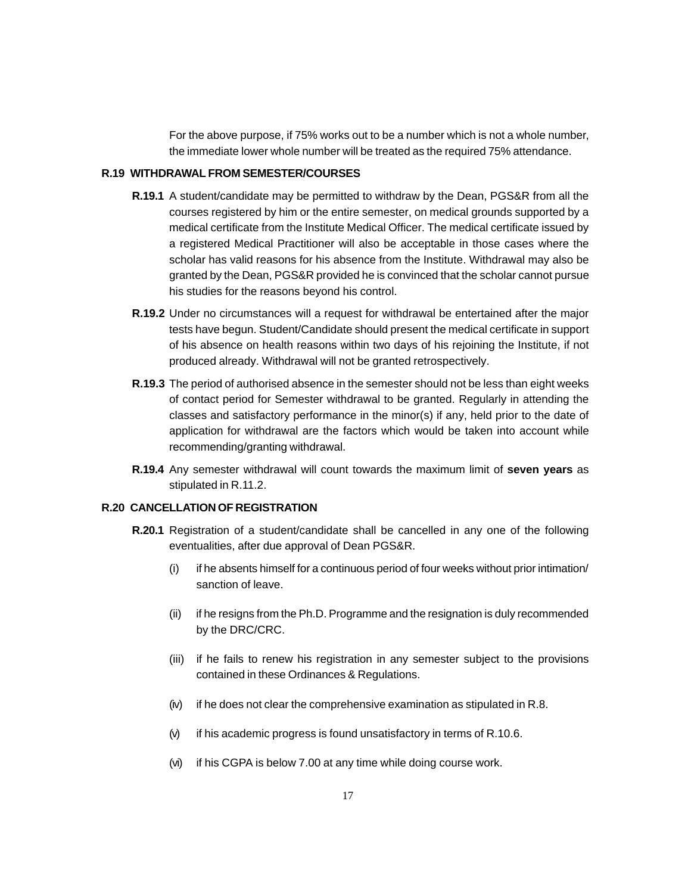For the above purpose, if 75% works out to be a number which is not a whole number, the immediate lower whole number will be treated as the required 75% attendance.

## R.19 WITHDRAWAL FROM SEMESTER/COURSES

**R.19.1** A student/candidate may be permitted to withdraw by the Dean, PGS&R from all the courses registered by him or the entire semester, on medical grounds supported by a medical certificate from the Institute Medical Officer. The medical certificate issued by a registered Medical Practitioner will also be acceptable in those cases where the scholar has valid reasons for his absence from the Institute. Withdrawal may also be granted by the Dean, PGS&R provided he is convinced that the scholar cannot pursue his studies for the reasons beyond his control.

**R.19.2** Under no circumstances will a request for withdrawal be entertained after the major tests have begun. Student/Candidate should present the medical certificate in support of his absence on health reasons within two days of his rejoining the Institute, if not produced already. Withdrawal will not be granted retrospectively.

**R.19.3** The period of authorised absence in the semester should not be less than eight weeks of contact period for Semester withdrawal to be granted. Regularly in attending the classes and satisfactory performance in the minor(s) if any, held prior to the date of application for withdrawal are the factors which would be taken into account while recommending/granting withdrawal.

**R.19.4** Any semester withdrawal will count towards the maximum limit of **seven years** as stipulated in R.11.2.

## R.20 CANCELLATION OF REGISTRATION

**R.20.1** Registration of a student/candidate shall be cancelled in any one of the following eventualities, after due approval of Dean PGS&R.

(i) if he absents himself for a continuous period of four weeks without prior intimation/ sanction of leave.

(ii) if he resigns from the Ph.D. Programme and the resignation is duly recommended by the DRC/CRC.

(iii) if he fails to renew his registration in any semester subject to the provisions contained in these Ordinances & Regulations.

(iv) if he does not clear the comprehensive examination as stipulated in R.8.

(v) if his academic progress is found unsatisfactory in terms of R.10.6.

(vi) if his CGPA is below 7.00 at any time while doing course work.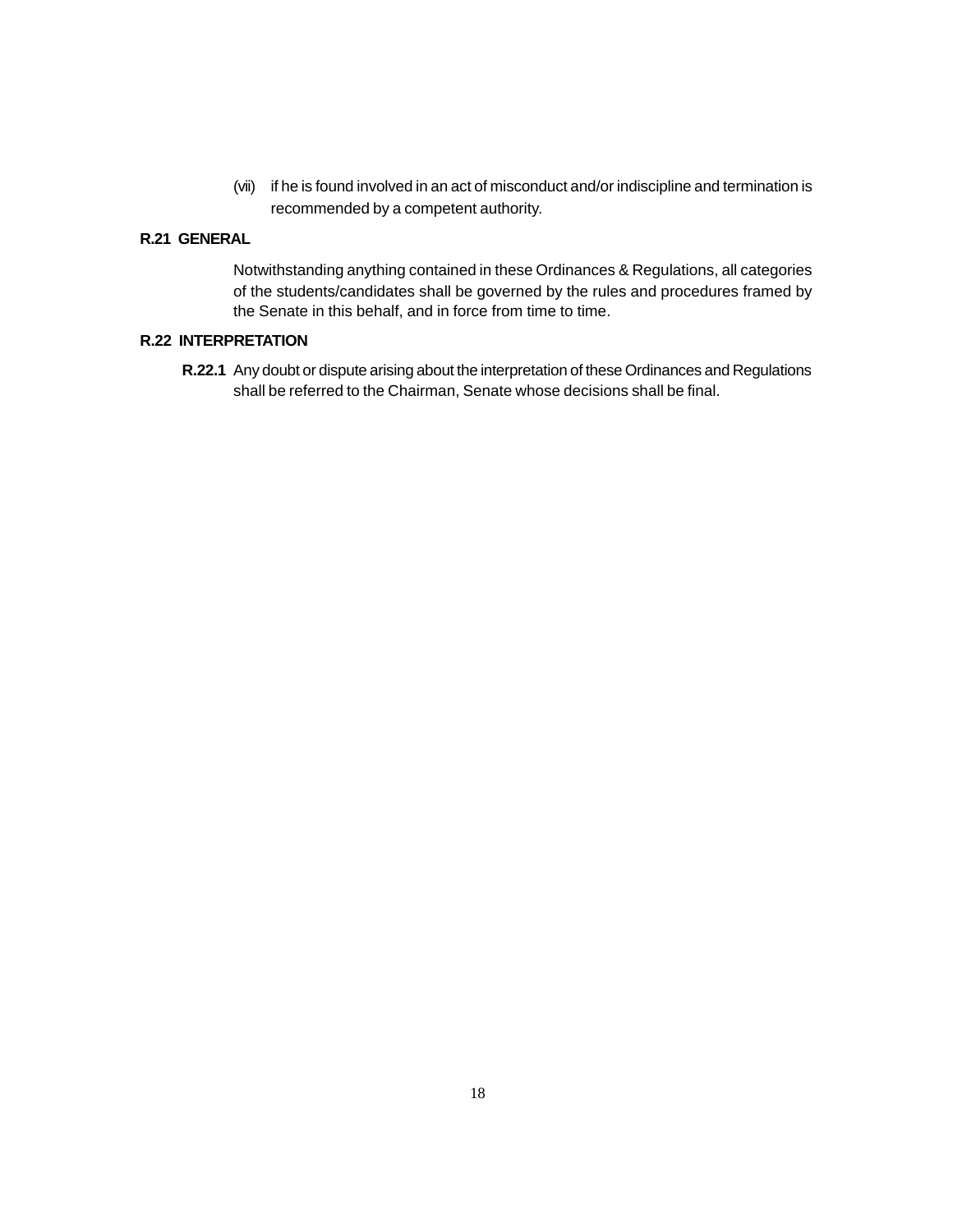(vii) if he is found involved in an act of misconduct and/or indiscipline and termination is recommended by a competent authority.

**R.21 GENERAL**

Notwithstanding anything contained in these Ordinances & Regulations, all categories of the students/candidates shall be governed by the rules and procedures framed by the Senate in this behalf, and in force from time to time.

**R.22 INTERPRETATION**

**R.22.1** Any doubt or dispute arising about the interpretation of these Ordinances and Regulations shall be referred to the Chairman, Senate whose decisions shall be final.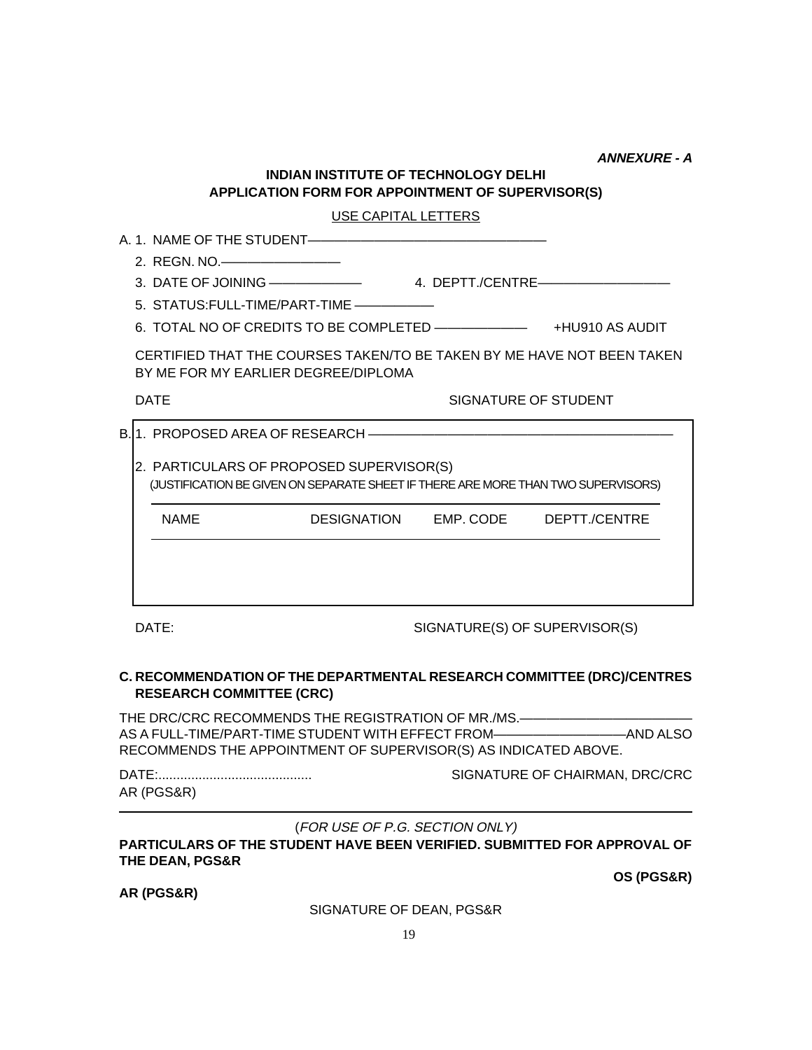***ANNEXURE - A***

**INDIAN INSTITUTE OF TECHNOLOGY DELHI**
**APPLICATION FORM FOR APPOINTMENT OF SUPERVISOR(S)**

USE CAPITAL LETTERS

A. 1. NAME OF THE STUDENT————————————————

2. REGN. NO.————————

3. DATE OF JOINING —————— 4. DEPTT./CENTRE—————————

5. STATUS:FULL-TIME/PART-TIME —————

6. TOTAL NO OF CREDITS TO BE COMPLETED —————— +HU910 AS AUDIT

CERTIFIED THAT THE COURSES TAKEN/TO BE TAKEN BY ME HAVE NOT BEEN TAKEN BY ME FOR MY EARLIER DEGREE/DIPLOMA

DATE SIGNATURE OF STUDENT

B. 1. PROPOSED AREA OF RESEARCH ————————————————————

2. PARTICULARS OF PROPOSED SUPERVISOR(S)
(JUSTIFICATION BE GIVEN ON SEPARATE SHEET IF THERE ARE MORE THAN TWO SUPERVISORS)

| NAME | DESIGNATION | EMP. CODE | DEPTT./CENTRE |
|---|---|---|---|
| | | | |

DATE: SIGNATURE(S) OF SUPERVISOR(S)

**C. RECOMMENDATION OF THE DEPARTMENTAL RESEARCH COMMITTEE (DRC)/CENTRES RESEARCH COMMITTEE (CRC)**

THE DRC/CRC RECOMMENDS THE REGISTRATION OF MR./MS.———————————
AS A FULL-TIME/PART-TIME STUDENT WITH EFFECT FROM—————————AND ALSO RECOMMENDS THE APPOINTMENT OF SUPERVISOR(S) AS INDICATED ABOVE.

DATE:.......................................... SIGNATURE OF CHAIRMAN, DRC/CRC
AR (PGS&R)

---

(*FOR USE OF P.G. SECTION ONLY)*

**PARTICULARS OF THE STUDENT HAVE BEEN VERIFIED. SUBMITTED FOR APPROVAL OF THE DEAN, PGS&R**

**OS (PGS&R)**

**AR (PGS&R)**

SIGNATURE OF DEAN, PGS&R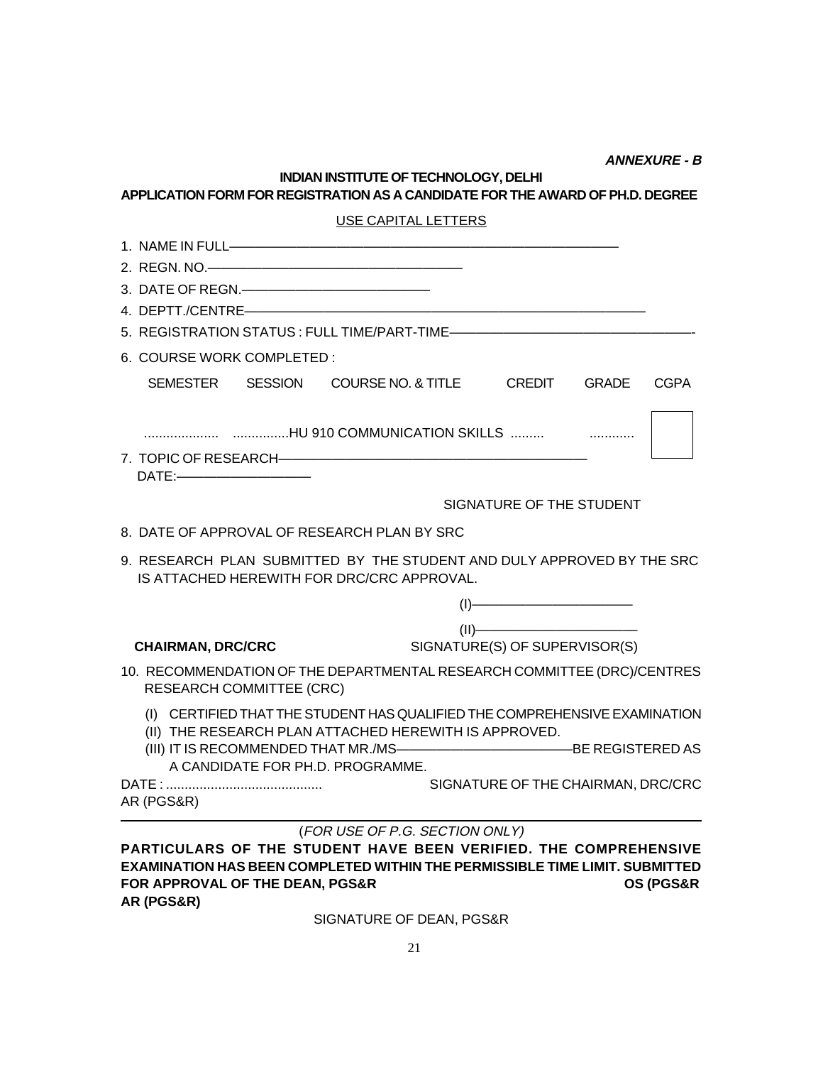***ANNEXURE - B***

**INDIAN INSTITUTE OF TECHNOLOGY, DELHI**

**APPLICATION FORM FOR REGISTRATION AS A CANDIDATE FOR THE AWARD OF PH.D. DEGREE**

USE CAPITAL LETTERS

1. NAME IN FULL——————————————————————————
2. REGN. NO.————————————————————
3. DATE OF REGN.——————————————
4. DEPTT./CENTRE————————————————————————————
5. REGISTRATION STATUS : FULL TIME/PART-TIME————————————————-
6. COURSE WORK COMPLETED :

| SEMESTER | SESSION | COURSE NO. & TITLE | CREDIT | GRADE | CGPA |
|---|---|---|---|---|---|
| .................... | ............... | HU 910 COMMUNICATION SKILLS | ......... | ............ | |

7. TOPIC OF RESEARCH—————————————————————————

DATE:——————————

SIGNATURE OF THE STUDENT

8. DATE OF APPROVAL OF RESEARCH PLAN BY SRC
9. RESEARCH PLAN SUBMITTED BY THE STUDENT AND DULY APPROVED BY THE SRC IS ATTACHED HEREWITH FOR DRC/CRC APPROVAL.

(I)————————————

(II)————————————

**CHAIRMAN, DRC/CRC** SIGNATURE(S) OF SUPERVISOR(S)

10. RECOMMENDATION OF THE DEPARTMENTAL RESEARCH COMMITTEE (DRC)/CENTRES RESEARCH COMMITTEE (CRC)
    - (I) CERTIFIED THAT THE STUDENT HAS QUALIFIED THE COMPREHENSIVE EXAMINATION
    - (II) THE RESEARCH PLAN ATTACHED HEREWITH IS APPROVED.
    - (III) IT IS RECOMMENDED THAT MR./MS—————————————BE REGISTERED AS A CANDIDATE FOR PH.D. PROGRAMME.

DATE : .......................................... SIGNATURE OF THE CHAIRMAN, DRC/CRC

AR (PGS&R)

---

(*FOR USE OF P.G. SECTION ONLY)*

**PARTICULARS OF THE STUDENT HAVE BEEN VERIFIED. THE COMPREHENSIVE EXAMINATION HAS BEEN COMPLETED WITHIN THE PERMISSIBLE TIME LIMIT. SUBMITTED FOR APPROVAL OF THE DEAN, PGS&R** **OS (PGS&R**

**AR (PGS&R)**

SIGNATURE OF DEAN, PGS&R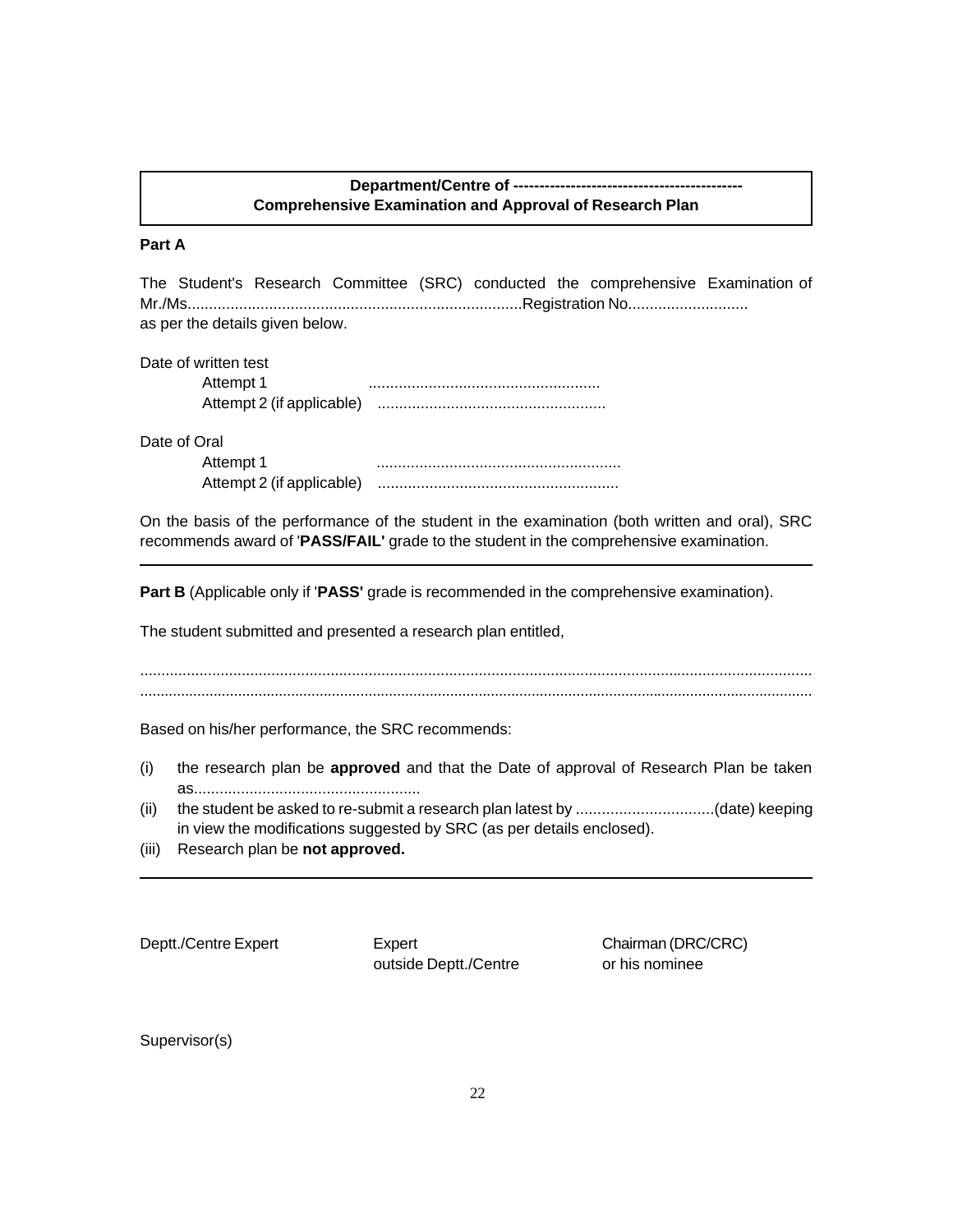**Department/Centre of --------------------------------------------**
**Comprehensive Examination and Approval of Research Plan**

**Part A**

The Student's Research Committee (SRC) conducted the comprehensive Examination of Mr./Ms..............................................................................Registration No............................ as per the details given below.

Date of written test

Attempt 1 ......................................................

Attempt 2 (if applicable) .....................................................

Date of Oral

Attempt 1 ........................................................

Attempt 2 (if applicable) ........................................................

On the basis of the performance of the student in the examination (both written and oral), SRC recommends award of '**PASS/FAIL'** grade to the student in the comprehensive examination.

---

**Part B** (Applicable only if '**PASS'** grade is recommended in the comprehensive examination).

The student submitted and presented a research plan entitled,

.............................................................................................................................................................

.............................................................................................................................................................

Based on his/her performance, the SRC recommends:

(i) the research plan be **approved** and that the Date of approval of Research Plan be taken as.....................................................

(ii) the student be asked to re-submit a research plan latest by ................................(date) keeping in view the modifications suggested by SRC (as per details enclosed).

(iii) Research plan be **not approved.**

---

Deptt./Centre Expert

Expert outside Deptt./Centre

Chairman (DRC/CRC) or his nominee

Supervisor(s)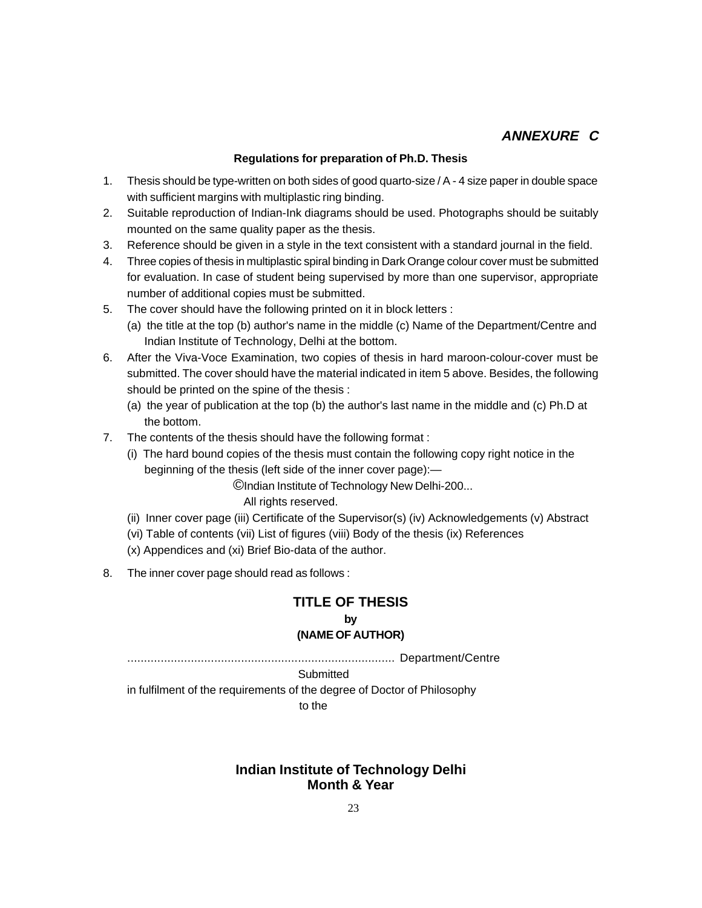***ANNEXURE C***

**Regulations for preparation of Ph.D. Thesis**

1. Thesis should be type-written on both sides of good quarto-size / A - 4 size paper in double space with sufficient margins with multiplastic ring binding.
2. Suitable reproduction of Indian-Ink diagrams should be used. Photographs should be suitably mounted on the same quality paper as the thesis.
3. Reference should be given in a style in the text consistent with a standard journal in the field.
4. Three copies of thesis in multiplastic spiral binding in Dark Orange colour cover must be submitted for evaluation. In case of student being supervised by more than one supervisor, appropriate number of additional copies must be submitted.
5. The cover should have the following printed on it in block letters :
   (a) the title at the top (b) author's name in the middle (c) Name of the Department/Centre and Indian Institute of Technology, Delhi at the bottom.
6. After the Viva-Voce Examination, two copies of thesis in hard maroon-colour-cover must be submitted. The cover should have the material indicated in item 5 above. Besides, the following should be printed on the spine of the thesis :
   (a) the year of publication at the top (b) the author's last name in the middle and (c) Ph.D at the bottom.
7. The contents of the thesis should have the following format :
   (i) The hard bound copies of the thesis must contain the following copy right notice in the beginning of the thesis (left side of the inner cover page):—

   ©Indian Institute of Technology New Delhi-200...
   All rights reserved.

   (ii) Inner cover page (iii) Certificate of the Supervisor(s) (iv) Acknowledgements (v) Abstract (vi) Table of contents (vii) List of figures (viii) Body of the thesis (ix) References (x) Appendices and (xi) Brief Bio-data of the author.

8. The inner cover page should read as follows :

**TITLE OF THESIS**

**by**

**(NAME OF AUTHOR)**

................................................................................ Department/Centre

Submitted

in fulfilment of the requirements of the degree of Doctor of Philosophy

to the

**Indian Institute of Technology Delhi**
**Month & Year**